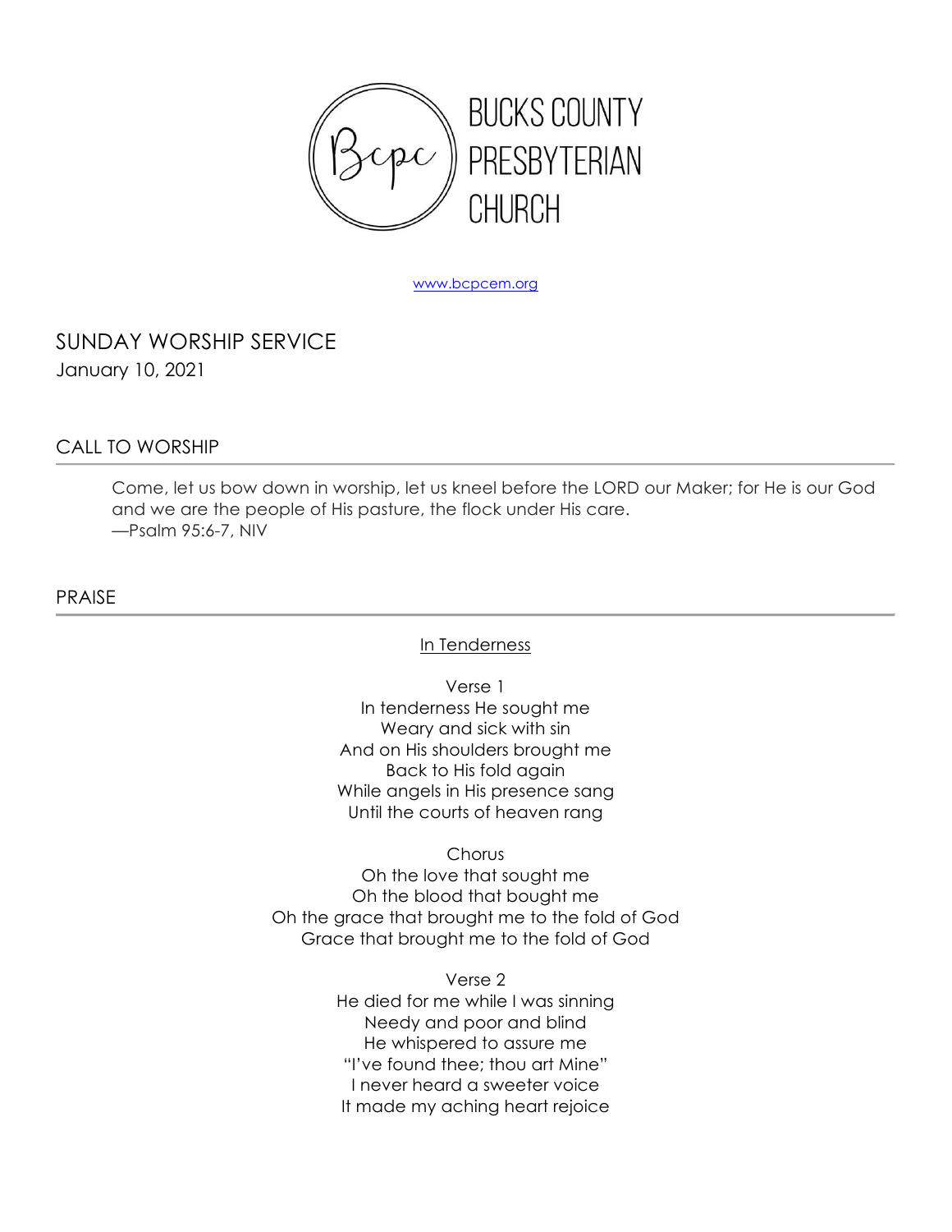# BUCKS COUNTY PRESBYTERIAN CHURCH

www.bcpcem.org

## SUNDAY WORSHIP SERVICE

January 10, 2021

## CALL TO WORSHIP

Come, let us bow down in worship, let us kneel before the LORD our Maker; for He is our God and we are the people of His pasture, the flock under His care.
—Psalm 95:6-7, NIV

## PRAISE

In Tenderness

Verse 1
In tenderness He sought me
Weary and sick with sin
And on His shoulders brought me
Back to His fold again
While angels in His presence sang
Until the courts of heaven rang

Chorus
Oh the love that sought me
Oh the blood that bought me
Oh the grace that brought me to the fold of God
Grace that brought me to the fold of God

Verse 2
He died for me while I was sinning
Needy and poor and blind
He whispered to assure me
"I've found thee; thou art Mine"
I never heard a sweeter voice
It made my aching heart rejoice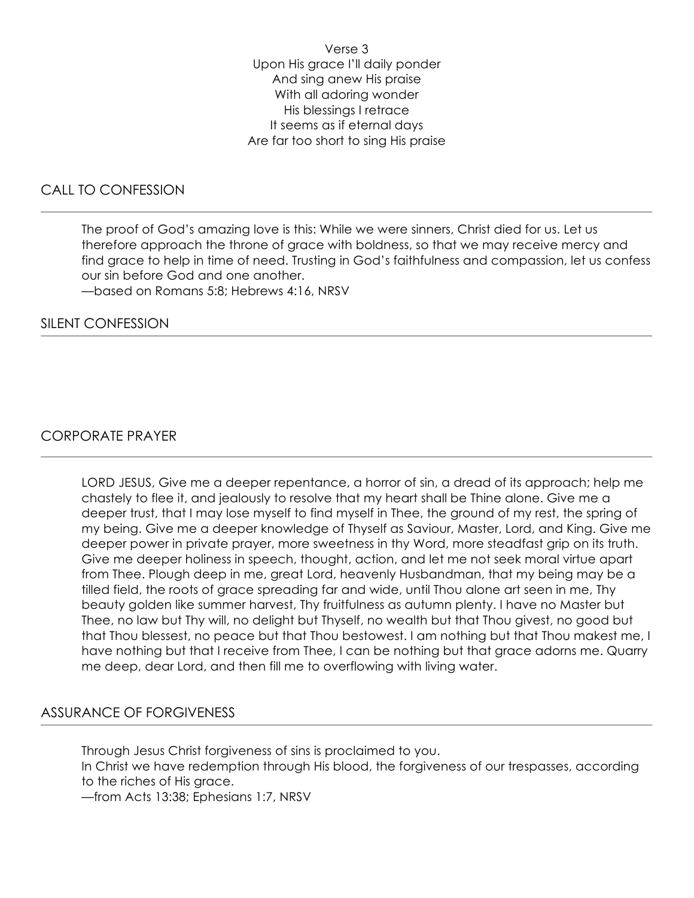Verse 3
Upon His grace I'll daily ponder
And sing anew His praise
With all adoring wonder
His blessings I retrace
It seems as if eternal days
Are far too short to sing His praise

## CALL TO CONFESSION

The proof of God's amazing love is this: While we were sinners, Christ died for us. Let us therefore approach the throne of grace with boldness, so that we may receive mercy and find grace to help in time of need. Trusting in God's faithfulness and compassion, let us confess our sin before God and one another.
—based on Romans 5:8; Hebrews 4:16, NRSV

## SILENT CONFESSION

## CORPORATE PRAYER

LORD JESUS, Give me a deeper repentance, a horror of sin, a dread of its approach; help me chastely to flee it, and jealously to resolve that my heart shall be Thine alone. Give me a deeper trust, that I may lose myself to find myself in Thee, the ground of my rest, the spring of my being. Give me a deeper knowledge of Thyself as Saviour, Master, Lord, and King. Give me deeper power in private prayer, more sweetness in thy Word, more steadfast grip on its truth. Give me deeper holiness in speech, thought, action, and let me not seek moral virtue apart from Thee. Plough deep in me, great Lord, heavenly Husbandman, that my being may be a tilled field, the roots of grace spreading far and wide, until Thou alone art seen in me, Thy beauty golden like summer harvest, Thy fruitfulness as autumn plenty. I have no Master but Thee, no law but Thy will, no delight but Thyself, no wealth but that Thou givest, no good but that Thou blessest, no peace but that Thou bestowest. I am nothing but that Thou makest me, I have nothing but that I receive from Thee, I can be nothing but that grace adorns me. Quarry me deep, dear Lord, and then fill me to overflowing with living water.

## ASSURANCE OF FORGIVENESS

Through Jesus Christ forgiveness of sins is proclaimed to you.
In Christ we have redemption through His blood, the forgiveness of our trespasses, according to the riches of His grace.
—from Acts 13:38; Ephesians 1:7, NRSV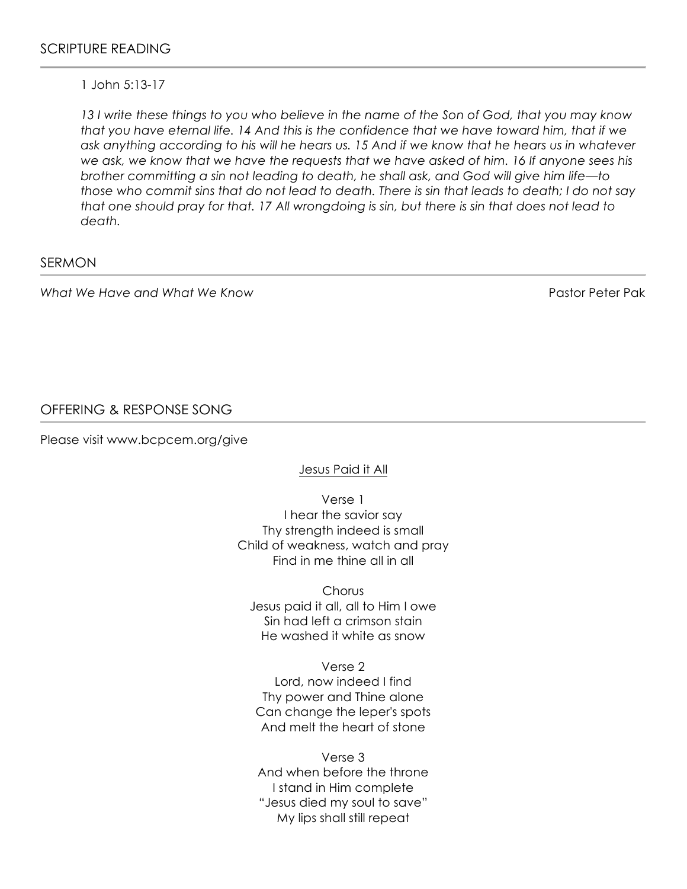## SCRIPTURE READING

1 John 5:13-17

*13 I write these things to you who believe in the name of the Son of God, that you may know that you have eternal life. 14 And this is the confidence that we have toward him, that if we ask anything according to his will he hears us. 15 And if we know that he hears us in whatever we ask, we know that we have the requests that we have asked of him. 16 If anyone sees his brother committing a sin not leading to death, he shall ask, and God will give him life—to those who commit sins that do not lead to death. There is sin that leads to death; I do not say that one should pray for that. 17 All wrongdoing is sin, but there is sin that does not lead to death.*

## SERMON

*What We Have and What We Know* Pastor Peter Pak

## OFFERING & RESPONSE SONG

Please visit www.bcpcem.org/give

Jesus Paid it All

Verse 1
I hear the savior say
Thy strength indeed is small
Child of weakness, watch and pray
Find in me thine all in all

Chorus
Jesus paid it all, all to Him I owe
Sin had left a crimson stain
He washed it white as snow

Verse 2
Lord, now indeed I find
Thy power and Thine alone
Can change the leper's spots
And melt the heart of stone

Verse 3
And when before the throne
I stand in Him complete
"Jesus died my soul to save"
My lips shall still repeat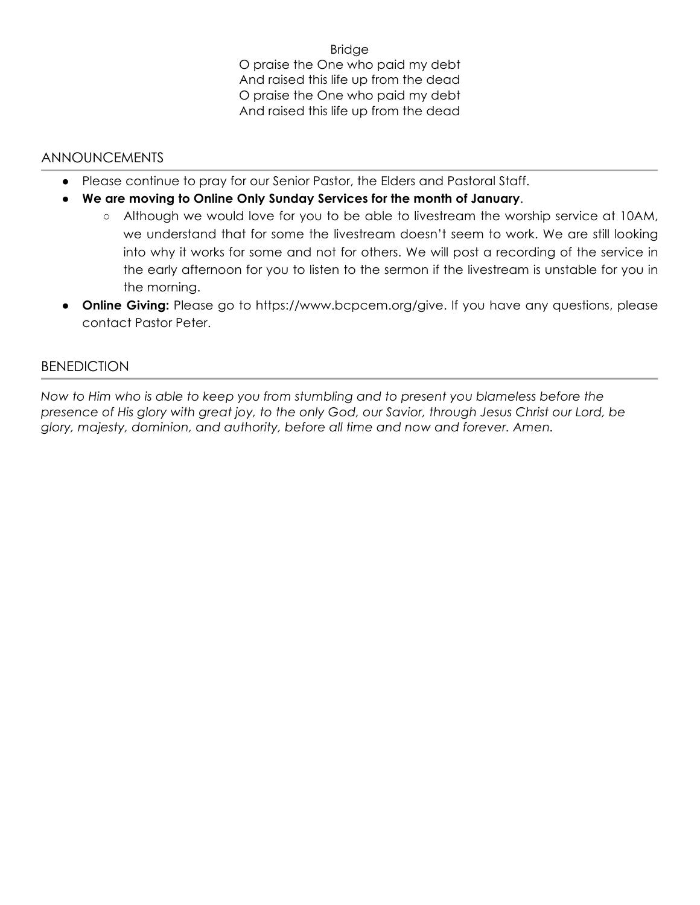Bridge
O praise the One who paid my debt
And raised this life up from the dead
O praise the One who paid my debt
And raised this life up from the dead

## ANNOUNCEMENTS

- Please continue to pray for our Senior Pastor, the Elders and Pastoral Staff.
- **We are moving to Online Only Sunday Services for the month of January**.
    - Although we would love for you to be able to livestream the worship service at 10AM, we understand that for some the livestream doesn't seem to work. We are still looking into why it works for some and not for others. We will post a recording of the service in the early afternoon for you to listen to the sermon if the livestream is unstable for you in the morning.
- **Online Giving:** Please go to https://www.bcpcem.org/give. If you have any questions, please contact Pastor Peter.

## BENEDICTION

*Now to Him who is able to keep you from stumbling and to present you blameless before the presence of His glory with great joy, to the only God, our Savior, through Jesus Christ our Lord, be glory, majesty, dominion, and authority, before all time and now and forever. Amen.*